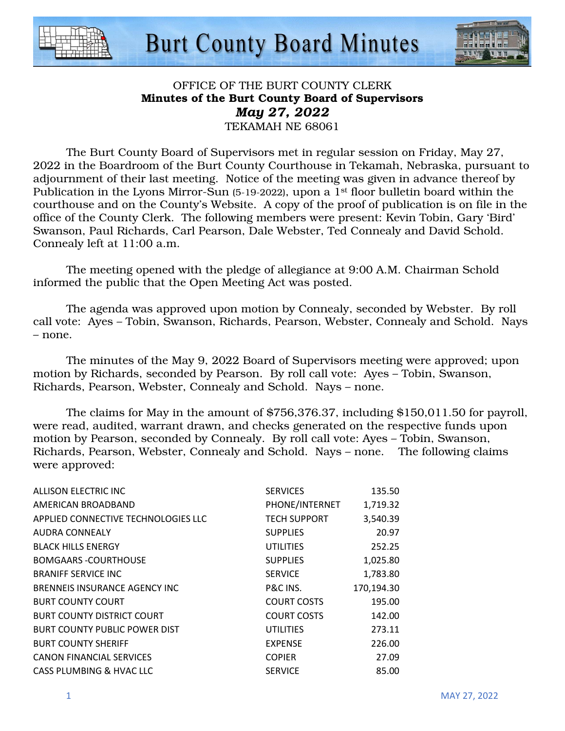# Burt County Board Minutes

OFFICE OF THE BURT COUNTY CLERK
**Minutes of the Burt County Board of Supervisors**
***May 27, 2022***
TEKAMAH NE 68061

The Burt County Board of Supervisors met in regular session on Friday, May 27, 2022 in the Boardroom of the Burt County Courthouse in Tekamah, Nebraska, pursuant to adjournment of their last meeting. Notice of the meeting was given in advance thereof by Publication in the Lyons Mirror-Sun (5-19-2022), upon a 1st floor bulletin board within the courthouse and on the County's Website. A copy of the proof of publication is on file in the office of the County Clerk. The following members were present: Kevin Tobin, Gary 'Bird' Swanson, Paul Richards, Carl Pearson, Dale Webster, Ted Connealy and David Schold. Connealy left at 11:00 a.m.

The meeting opened with the pledge of allegiance at 9:00 A.M. Chairman Schold informed the public that the Open Meeting Act was posted.

The agenda was approved upon motion by Connealy, seconded by Webster. By roll call vote: Ayes – Tobin, Swanson, Richards, Pearson, Webster, Connealy and Schold. Nays – none.

The minutes of the May 9, 2022 Board of Supervisors meeting were approved; upon motion by Richards, seconded by Pearson. By roll call vote: Ayes – Tobin, Swanson, Richards, Pearson, Webster, Connealy and Schold. Nays – none.

The claims for May in the amount of $756,376.37, including $150,011.50 for payroll, were read, audited, warrant drawn, and checks generated on the respective funds upon motion by Pearson, seconded by Connealy. By roll call vote: Ayes – Tobin, Swanson, Richards, Pearson, Webster, Connealy and Schold. Nays – none. The following claims were approved:

| | | |
|---|---|---|
| ALLISON ELECTRIC INC | SERVICES | 135.50 |
| AMERICAN BROADBAND | PHONE/INTERNET | 1,719.32 |
| APPLIED CONNECTIVE TECHNOLOGIES LLC | TECH SUPPORT | 3,540.39 |
| AUDRA CONNEALY | SUPPLIES | 20.97 |
| BLACK HILLS ENERGY | UTILITIES | 252.25 |
| BOMGAARS -COURTHOUSE | SUPPLIES | 1,025.80 |
| BRANIFF SERVICE INC | SERVICE | 1,783.80 |
| BRENNEIS INSURANCE AGENCY INC | P&C INS. | 170,194.30 |
| BURT COUNTY COURT | COURT COSTS | 195.00 |
| BURT COUNTY DISTRICT COURT | COURT COSTS | 142.00 |
| BURT COUNTY PUBLIC POWER DIST | UTILITIES | 273.11 |
| BURT COUNTY SHERIFF | EXPENSE | 226.00 |
| CANON FINANCIAL SERVICES | COPIER | 27.09 |
| CASS PLUMBING & HVAC LLC | SERVICE | 85.00 |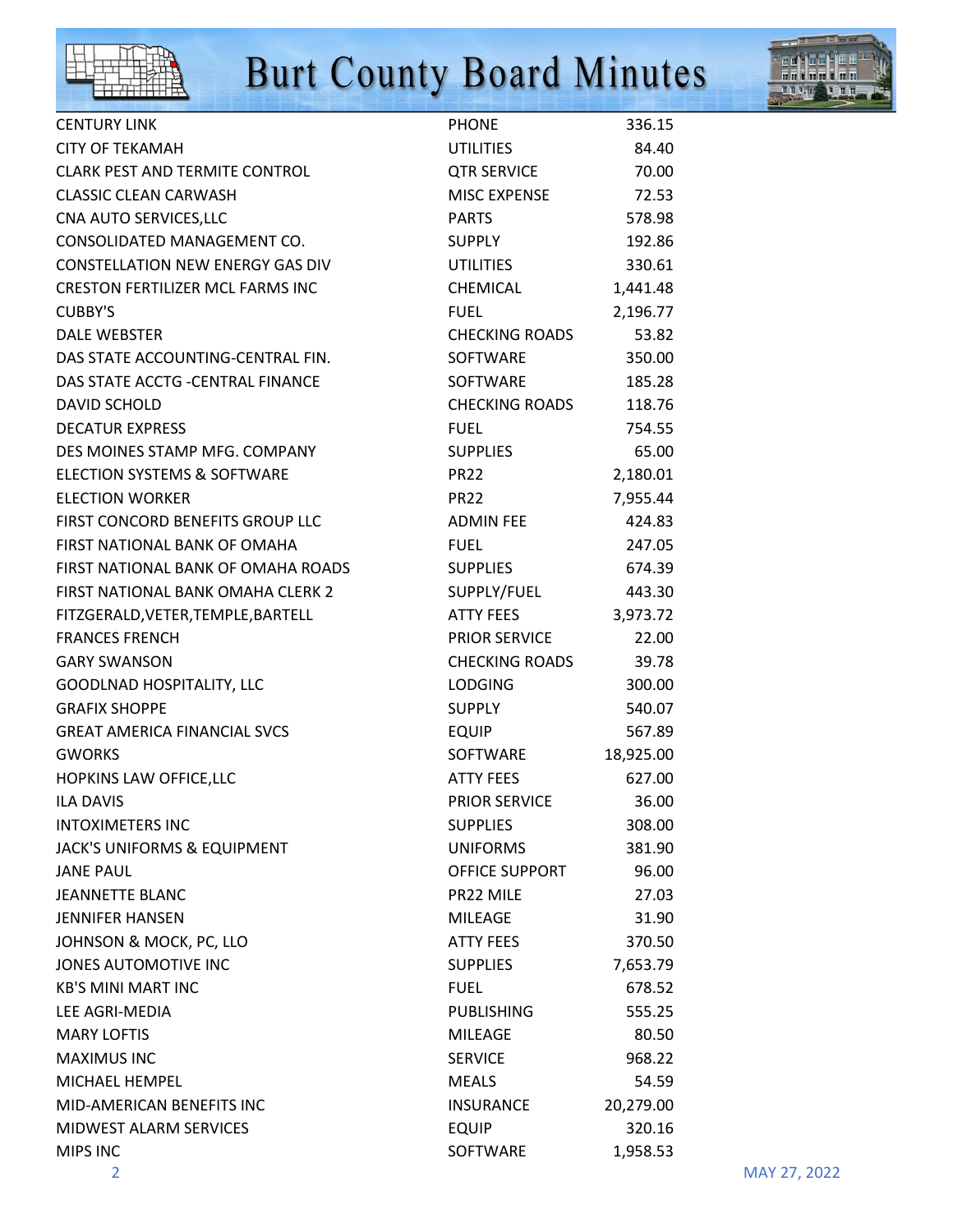| | | |
|---|---|---|
| CENTURY LINK | PHONE | 336.15 |
| CITY OF TEKAMAH | UTILITIES | 84.40 |
| CLARK PEST AND TERMITE CONTROL | QTR SERVICE | 70.00 |
| CLASSIC CLEAN CARWASH | MISC EXPENSE | 72.53 |
| CNA AUTO SERVICES,LLC | PARTS | 578.98 |
| CONSOLIDATED MANAGEMENT CO. | SUPPLY | 192.86 |
| CONSTELLATION NEW ENERGY GAS DIV | UTILITIES | 330.61 |
| CRESTON FERTILIZER MCL FARMS INC | CHEMICAL | 1,441.48 |
| CUBBY'S | FUEL | 2,196.77 |
| DALE WEBSTER | CHECKING ROADS | 53.82 |
| DAS STATE ACCOUNTING-CENTRAL FIN. | SOFTWARE | 350.00 |
| DAS STATE ACCTG -CENTRAL FINANCE | SOFTWARE | 185.28 |
| DAVID SCHOLD | CHECKING ROADS | 118.76 |
| DECATUR EXPRESS | FUEL | 754.55 |
| DES MOINES STAMP MFG. COMPANY | SUPPLIES | 65.00 |
| ELECTION SYSTEMS & SOFTWARE | PR22 | 2,180.01 |
| ELECTION WORKER | PR22 | 7,955.44 |
| FIRST CONCORD BENEFITS GROUP LLC | ADMIN FEE | 424.83 |
| FIRST NATIONAL BANK OF OMAHA | FUEL | 247.05 |
| FIRST NATIONAL BANK OF OMAHA ROADS | SUPPLIES | 674.39 |
| FIRST NATIONAL BANK OMAHA CLERK 2 | SUPPLY/FUEL | 443.30 |
| FITZGERALD,VETER,TEMPLE,BARTELL | ATTY FEES | 3,973.72 |
| FRANCES FRENCH | PRIOR SERVICE | 22.00 |
| GARY SWANSON | CHECKING ROADS | 39.78 |
| GOODLNAD HOSPITALITY, LLC | LODGING | 300.00 |
| GRAFIX SHOPPE | SUPPLY | 540.07 |
| GREAT AMERICA FINANCIAL SVCS | EQUIP | 567.89 |
| GWORKS | SOFTWARE | 18,925.00 |
| HOPKINS LAW OFFICE,LLC | ATTY FEES | 627.00 |
| ILA DAVIS | PRIOR SERVICE | 36.00 |
| INTOXIMETERS INC | SUPPLIES | 308.00 |
| JACK'S UNIFORMS & EQUIPMENT | UNIFORMS | 381.90 |
| JANE PAUL | OFFICE SUPPORT | 96.00 |
| JEANNETTE BLANC | PR22 MILE | 27.03 |
| JENNIFER HANSEN | MILEAGE | 31.90 |
| JOHNSON & MOCK, PC, LLO | ATTY FEES | 370.50 |
| JONES AUTOMOTIVE INC | SUPPLIES | 7,653.79 |
| KB'S MINI MART INC | FUEL | 678.52 |
| LEE AGRI-MEDIA | PUBLISHING | 555.25 |
| MARY LOFTIS | MILEAGE | 80.50 |
| MAXIMUS INC | SERVICE | 968.22 |
| MICHAEL HEMPEL | MEALS | 54.59 |
| MID-AMERICAN BENEFITS INC | INSURANCE | 20,279.00 |
| MIDWEST ALARM SERVICES | EQUIP | 320.16 |
| MIPS INC | SOFTWARE | 1,958.53 |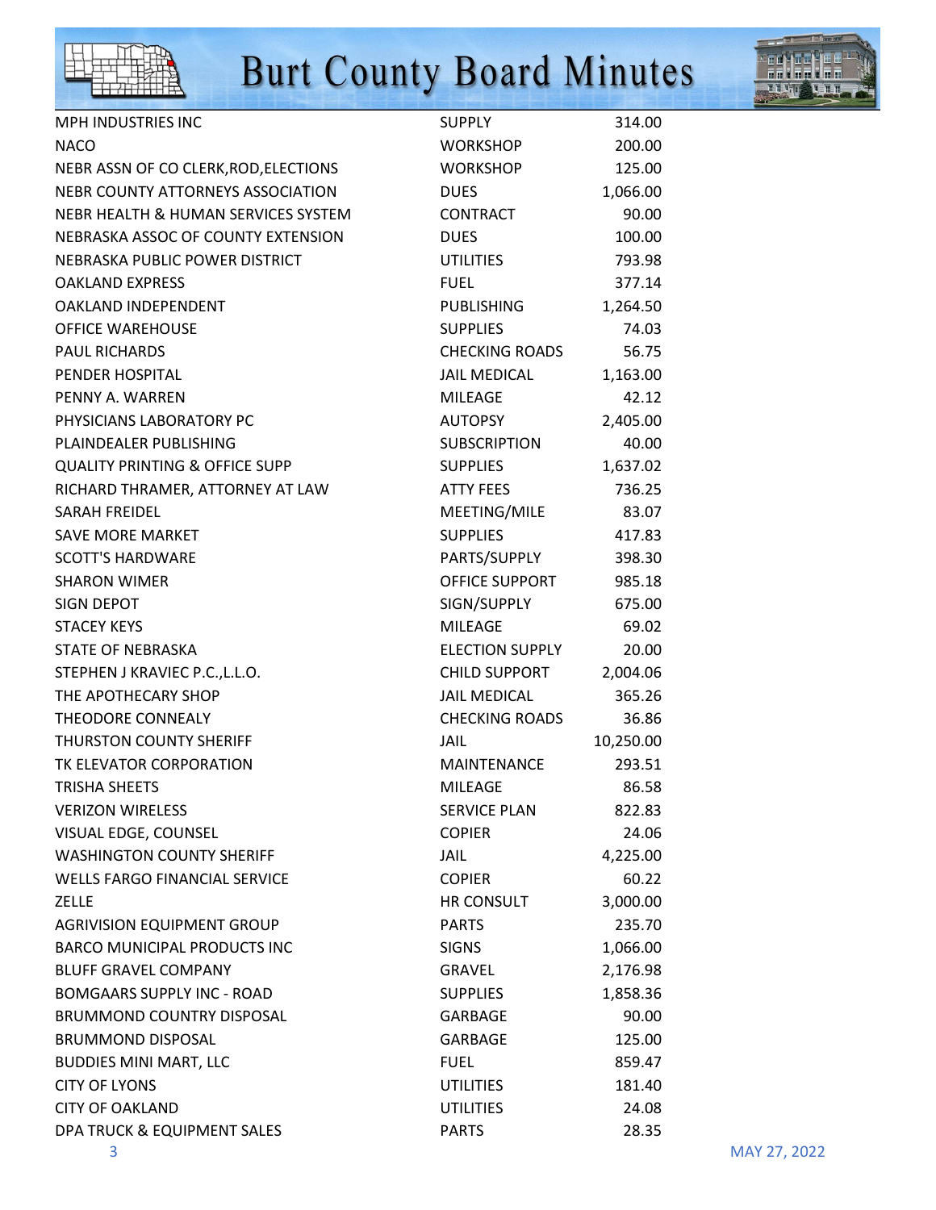| | | |
|---|---|---|
| MPH INDUSTRIES INC | SUPPLY | 314.00 |
| NACO | WORKSHOP | 200.00 |
| NEBR ASSN OF CO CLERK,ROD,ELECTIONS | WORKSHOP | 125.00 |
| NEBR COUNTY ATTORNEYS ASSOCIATION | DUES | 1,066.00 |
| NEBR HEALTH & HUMAN SERVICES SYSTEM | CONTRACT | 90.00 |
| NEBRASKA ASSOC OF COUNTY EXTENSION | DUES | 100.00 |
| NEBRASKA PUBLIC POWER DISTRICT | UTILITIES | 793.98 |
| OAKLAND EXPRESS | FUEL | 377.14 |
| OAKLAND INDEPENDENT | PUBLISHING | 1,264.50 |
| OFFICE WAREHOUSE | SUPPLIES | 74.03 |
| PAUL RICHARDS | CHECKING ROADS | 56.75 |
| PENDER HOSPITAL | JAIL MEDICAL | 1,163.00 |
| PENNY A. WARREN | MILEAGE | 42.12 |
| PHYSICIANS LABORATORY PC | AUTOPSY | 2,405.00 |
| PLAINDEALER PUBLISHING | SUBSCRIPTION | 40.00 |
| QUALITY PRINTING & OFFICE SUPP | SUPPLIES | 1,637.02 |
| RICHARD THRAMER, ATTORNEY AT LAW | ATTY FEES | 736.25 |
| SARAH FREIDEL | MEETING/MILE | 83.07 |
| SAVE MORE MARKET | SUPPLIES | 417.83 |
| SCOTT'S HARDWARE | PARTS/SUPPLY | 398.30 |
| SHARON WIMER | OFFICE SUPPORT | 985.18 |
| SIGN DEPOT | SIGN/SUPPLY | 675.00 |
| STACEY KEYS | MILEAGE | 69.02 |
| STATE OF NEBRASKA | ELECTION SUPPLY | 20.00 |
| STEPHEN J KRAVIEC P.C.,L.L.O. | CHILD SUPPORT | 2,004.06 |
| THE APOTHECARY SHOP | JAIL MEDICAL | 365.26 |
| THEODORE CONNEALY | CHECKING ROADS | 36.86 |
| THURSTON COUNTY SHERIFF | JAIL | 10,250.00 |
| TK ELEVATOR CORPORATION | MAINTENANCE | 293.51 |
| TRISHA SHEETS | MILEAGE | 86.58 |
| VERIZON WIRELESS | SERVICE PLAN | 822.83 |
| VISUAL EDGE, COUNSEL | COPIER | 24.06 |
| WASHINGTON COUNTY SHERIFF | JAIL | 4,225.00 |
| WELLS FARGO FINANCIAL SERVICE | COPIER | 60.22 |
| ZELLE | HR CONSULT | 3,000.00 |
| AGRIVISION EQUIPMENT GROUP | PARTS | 235.70 |
| BARCO MUNICIPAL PRODUCTS INC | SIGNS | 1,066.00 |
| BLUFF GRAVEL COMPANY | GRAVEL | 2,176.98 |
| BOMGAARS SUPPLY INC - ROAD | SUPPLIES | 1,858.36 |
| BRUMMOND COUNTRY DISPOSAL | GARBAGE | 90.00 |
| BRUMMOND DISPOSAL | GARBAGE | 125.00 |
| BUDDIES MINI MART, LLC | FUEL | 859.47 |
| CITY OF LYONS | UTILITIES | 181.40 |
| CITY OF OAKLAND | UTILITIES | 24.08 |
| DPA TRUCK & EQUIPMENT SALES | PARTS | 28.35 |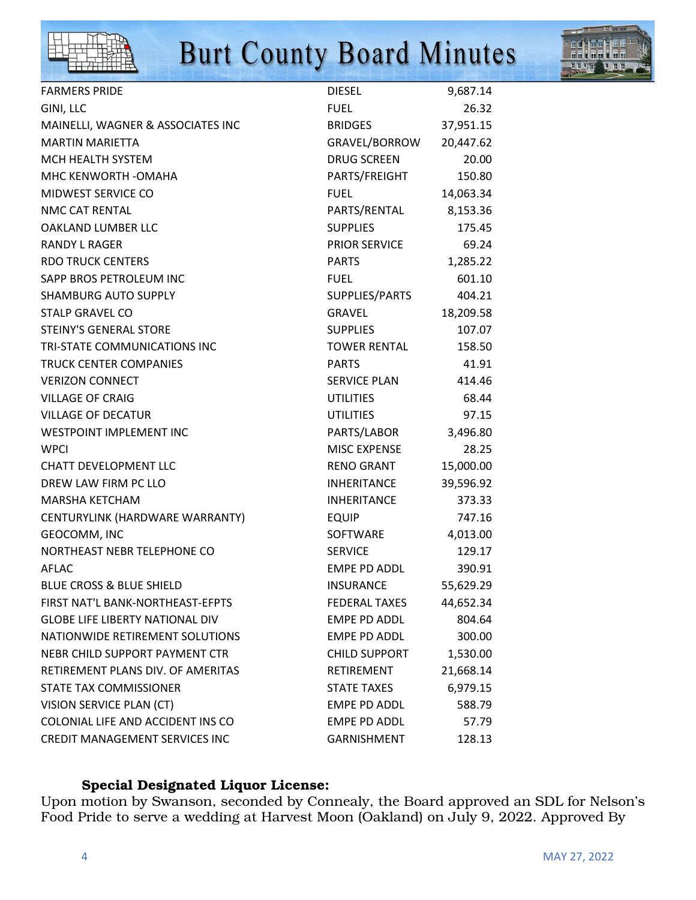| | | |
|---|---|---|
| FARMERS PRIDE | DIESEL | 9,687.14 |
| GINI, LLC | FUEL | 26.32 |
| MAINELLI, WAGNER & ASSOCIATES INC | BRIDGES | 37,951.15 |
| MARTIN MARIETTA | GRAVEL/BORROW | 20,447.62 |
| MCH HEALTH SYSTEM | DRUG SCREEN | 20.00 |
| MHC KENWORTH -OMAHA | PARTS/FREIGHT | 150.80 |
| MIDWEST SERVICE CO | FUEL | 14,063.34 |
| NMC CAT RENTAL | PARTS/RENTAL | 8,153.36 |
| OAKLAND LUMBER LLC | SUPPLIES | 175.45 |
| RANDY L RAGER | PRIOR SERVICE | 69.24 |
| RDO TRUCK CENTERS | PARTS | 1,285.22 |
| SAPP BROS PETROLEUM INC | FUEL | 601.10 |
| SHAMBURG AUTO SUPPLY | SUPPLIES/PARTS | 404.21 |
| STALP GRAVEL CO | GRAVEL | 18,209.58 |
| STEINY'S GENERAL STORE | SUPPLIES | 107.07 |
| TRI-STATE COMMUNICATIONS INC | TOWER RENTAL | 158.50 |
| TRUCK CENTER COMPANIES | PARTS | 41.91 |
| VERIZON CONNECT | SERVICE PLAN | 414.46 |
| VILLAGE OF CRAIG | UTILITIES | 68.44 |
| VILLAGE OF DECATUR | UTILITIES | 97.15 |
| WESTPOINT IMPLEMENT INC | PARTS/LABOR | 3,496.80 |
| WPCI | MISC EXPENSE | 28.25 |
| CHATT DEVELOPMENT LLC | RENO GRANT | 15,000.00 |
| DREW LAW FIRM PC LLO | INHERITANCE | 39,596.92 |
| MARSHA KETCHAM | INHERITANCE | 373.33 |
| CENTURYLINK (HARDWARE WARRANTY) | EQUIP | 747.16 |
| GEOCOMM, INC | SOFTWARE | 4,013.00 |
| NORTHEAST NEBR TELEPHONE CO | SERVICE | 129.17 |
| AFLAC | EMPE PD ADDL | 390.91 |
| BLUE CROSS & BLUE SHIELD | INSURANCE | 55,629.29 |
| FIRST NAT'L BANK-NORTHEAST-EFPTS | FEDERAL TAXES | 44,652.34 |
| GLOBE LIFE LIBERTY NATIONAL DIV | EMPE PD ADDL | 804.64 |
| NATIONWIDE RETIREMENT SOLUTIONS | EMPE PD ADDL | 300.00 |
| NEBR CHILD SUPPORT PAYMENT CTR | CHILD SUPPORT | 1,530.00 |
| RETIREMENT PLANS DIV. OF AMERITAS | RETIREMENT | 21,668.14 |
| STATE TAX COMMISSIONER | STATE TAXES | 6,979.15 |
| VISION SERVICE PLAN (CT) | EMPE PD ADDL | 588.79 |
| COLONIAL LIFE AND ACCIDENT INS CO | EMPE PD ADDL | 57.79 |
| CREDIT MANAGEMENT SERVICES INC | GARNISHMENT | 128.13 |

**Special Designated Liquor License:**

Upon motion by Swanson, seconded by Connealy, the Board approved an SDL for Nelson's Food Pride to serve a wedding at Harvest Moon (Oakland) on July 9, 2022. Approved By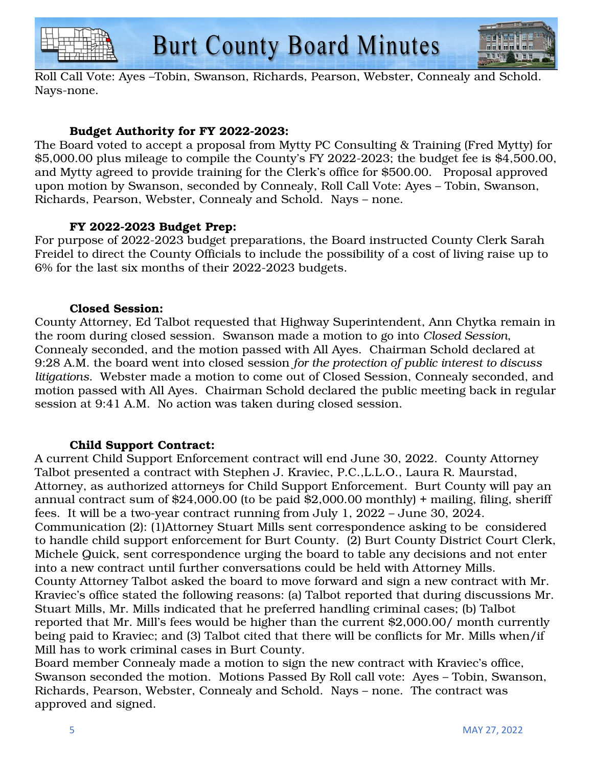Roll Call Vote: Ayes –Tobin, Swanson, Richards, Pearson, Webster, Connealy and Schold. Nays-none.

**Budget Authority for FY 2022-2023:**

The Board voted to accept a proposal from Mytty PC Consulting & Training (Fred Mytty) for $5,000.00 plus mileage to compile the County's FY 2022-2023; the budget fee is $4,500.00, and Mytty agreed to provide training for the Clerk's office for $500.00. Proposal approved upon motion by Swanson, seconded by Connealy, Roll Call Vote: Ayes – Tobin, Swanson, Richards, Pearson, Webster, Connealy and Schold. Nays – none.

**FY 2022-2023 Budget Prep:**

For purpose of 2022-2023 budget preparations, the Board instructed County Clerk Sarah Freidel to direct the County Officials to include the possibility of a cost of living raise up to 6% for the last six months of their 2022-2023 budgets.

**Closed Session:**

County Attorney, Ed Talbot requested that Highway Superintendent, Ann Chytka remain in the room during closed session. Swanson made a motion to go into *Closed Session*, Connealy seconded, and the motion passed with All Ayes. Chairman Schold declared at 9:28 A.M. the board went into closed session *for the protection of public interest to discuss litigations*. Webster made a motion to come out of Closed Session, Connealy seconded, and motion passed with All Ayes. Chairman Schold declared the public meeting back in regular session at 9:41 A.M. No action was taken during closed session.

**Child Support Contract:**

A current Child Support Enforcement contract will end June 30, 2022. County Attorney Talbot presented a contract with Stephen J. Kraviec, P.C.,L.L.O., Laura R. Maurstad, Attorney, as authorized attorneys for Child Support Enforcement. Burt County will pay an annual contract sum of $24,000.00 (to be paid $2,000.00 monthly) + mailing, filing, sheriff fees. It will be a two-year contract running from July 1, 2022 – June 30, 2024.
Communication (2): (1)Attorney Stuart Mills sent correspondence asking to be considered to handle child support enforcement for Burt County. (2) Burt County District Court Clerk, Michele Quick, sent correspondence urging the board to table any decisions and not enter into a new contract until further conversations could be held with Attorney Mills.
County Attorney Talbot asked the board to move forward and sign a new contract with Mr. Kraviec's office stated the following reasons: (a) Talbot reported that during discussions Mr. Stuart Mills, Mr. Mills indicated that he preferred handling criminal cases; (b) Talbot reported that Mr. Mill's fees would be higher than the current $2,000.00/ month currently being paid to Kraviec; and (3) Talbot cited that there will be conflicts for Mr. Mills when/if Mill has to work criminal cases in Burt County.
Board member Connealy made a motion to sign the new contract with Kraviec's office, Swanson seconded the motion. Motions Passed By Roll call vote: Ayes – Tobin, Swanson, Richards, Pearson, Webster, Connealy and Schold. Nays – none. The contract was approved and signed.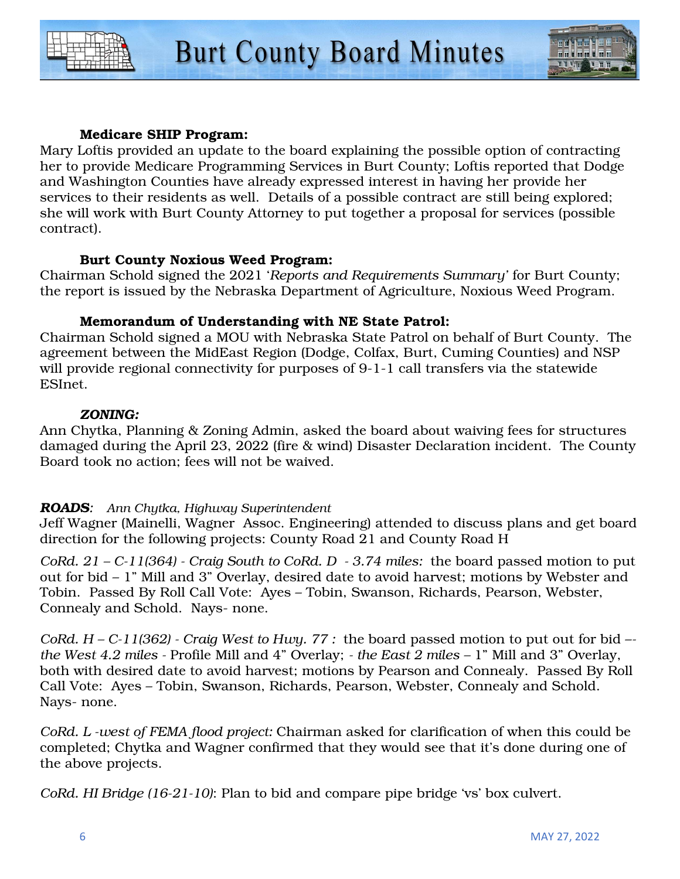**Medicare SHIP Program:**

Mary Loftis provided an update to the board explaining the possible option of contracting her to provide Medicare Programming Services in Burt County; Loftis reported that Dodge and Washington Counties have already expressed interest in having her provide her services to their residents as well. Details of a possible contract are still being explored; she will work with Burt County Attorney to put together a proposal for services (possible contract).

**Burt County Noxious Weed Program:**

Chairman Schold signed the 2021 '*Reports and Requirements Summary'* for Burt County; the report is issued by the Nebraska Department of Agriculture, Noxious Weed Program.

**Memorandum of Understanding with NE State Patrol:**

Chairman Schold signed a MOU with Nebraska State Patrol on behalf of Burt County. The agreement between the MidEast Region (Dodge, Colfax, Burt, Cuming Counties) and NSP will provide regional connectivity for purposes of 9-1-1 call transfers via the statewide ESInet.

***ZONING:***

Ann Chytka, Planning & Zoning Admin, asked the board about waiving fees for structures damaged during the April 23, 2022 (fire & wind) Disaster Declaration incident. The County Board took no action; fees will not be waived.

***ROADS****: Ann Chytka, Highway Superintendent*

Jeff Wagner (Mainelli, Wagner Assoc. Engineering) attended to discuss plans and get board direction for the following projects: County Road 21 and County Road H

*CoRd. 21 – C-11(364) - Craig South to CoRd. D - 3.74 miles:* the board passed motion to put out for bid – 1" Mill and 3" Overlay, desired date to avoid harvest; motions by Webster and Tobin. Passed By Roll Call Vote: Ayes – Tobin, Swanson, Richards, Pearson, Webster, Connealy and Schold. Nays- none.

*CoRd. H – C-11(362) - Craig West to Hwy. 77 :* the board passed motion to put out for bid –- *the West 4.2 miles* - Profile Mill and 4" Overlay; - *the East 2 miles* – 1" Mill and 3" Overlay, both with desired date to avoid harvest; motions by Pearson and Connealy. Passed By Roll Call Vote: Ayes – Tobin, Swanson, Richards, Pearson, Webster, Connealy and Schold. Nays- none.

*CoRd. L -west of FEMA flood project:* Chairman asked for clarification of when this could be completed; Chytka and Wagner confirmed that they would see that it's done during one of the above projects.

*CoRd. HI Bridge (16-21-10)*: Plan to bid and compare pipe bridge 'vs' box culvert.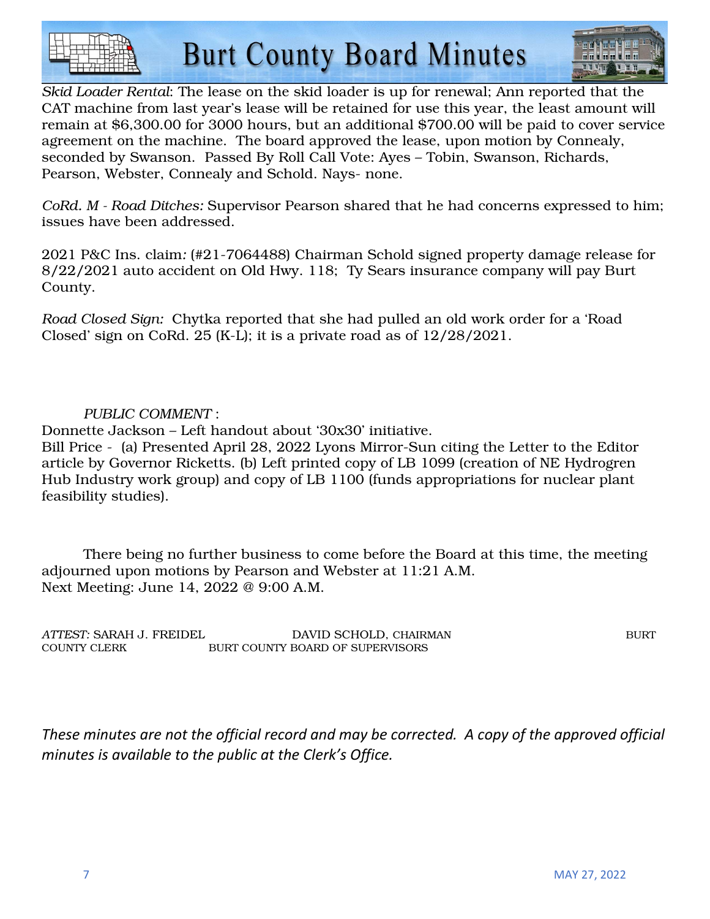*Skid Loader Rental*: The lease on the skid loader is up for renewal; Ann reported that the CAT machine from last year's lease will be retained for use this year, the least amount will remain at $6,300.00 for 3000 hours, but an additional $700.00 will be paid to cover service agreement on the machine. The board approved the lease, upon motion by Connealy, seconded by Swanson. Passed By Roll Call Vote: Ayes – Tobin, Swanson, Richards, Pearson, Webster, Connealy and Schold. Nays- none.

*CoRd. M - Road Ditches:* Supervisor Pearson shared that he had concerns expressed to him; issues have been addressed.

2021 P&C Ins. claim*:* (#21-7064488) Chairman Schold signed property damage release for 8/22/2021 auto accident on Old Hwy. 118; Ty Sears insurance company will pay Burt County.

*Road Closed Sign:* Chytka reported that she had pulled an old work order for a 'Road Closed' sign on CoRd. 25 (K-L); it is a private road as of 12/28/2021.

*PUBLIC COMMENT* :

Donnette Jackson – Left handout about '30x30' initiative.

Bill Price - (a) Presented April 28, 2022 Lyons Mirror-Sun citing the Letter to the Editor article by Governor Ricketts. (b) Left printed copy of LB 1099 (creation of NE Hydrogren Hub Industry work group) and copy of LB 1100 (funds appropriations for nuclear plant feasibility studies).

There being no further business to come before the Board at this time, the meeting adjourned upon motions by Pearson and Webster at 11:21 A.M.

Next Meeting: June 14, 2022 @ 9:00 A.M.

*ATTEST:* SARAH J. FREIDEL DAVID SCHOLD, CHAIRMAN BURT COUNTY CLERK BURT COUNTY BOARD OF SUPERVISORS

*These minutes are not the official record and may be corrected. A copy of the approved official minutes is available to the public at the Clerk's Office.*